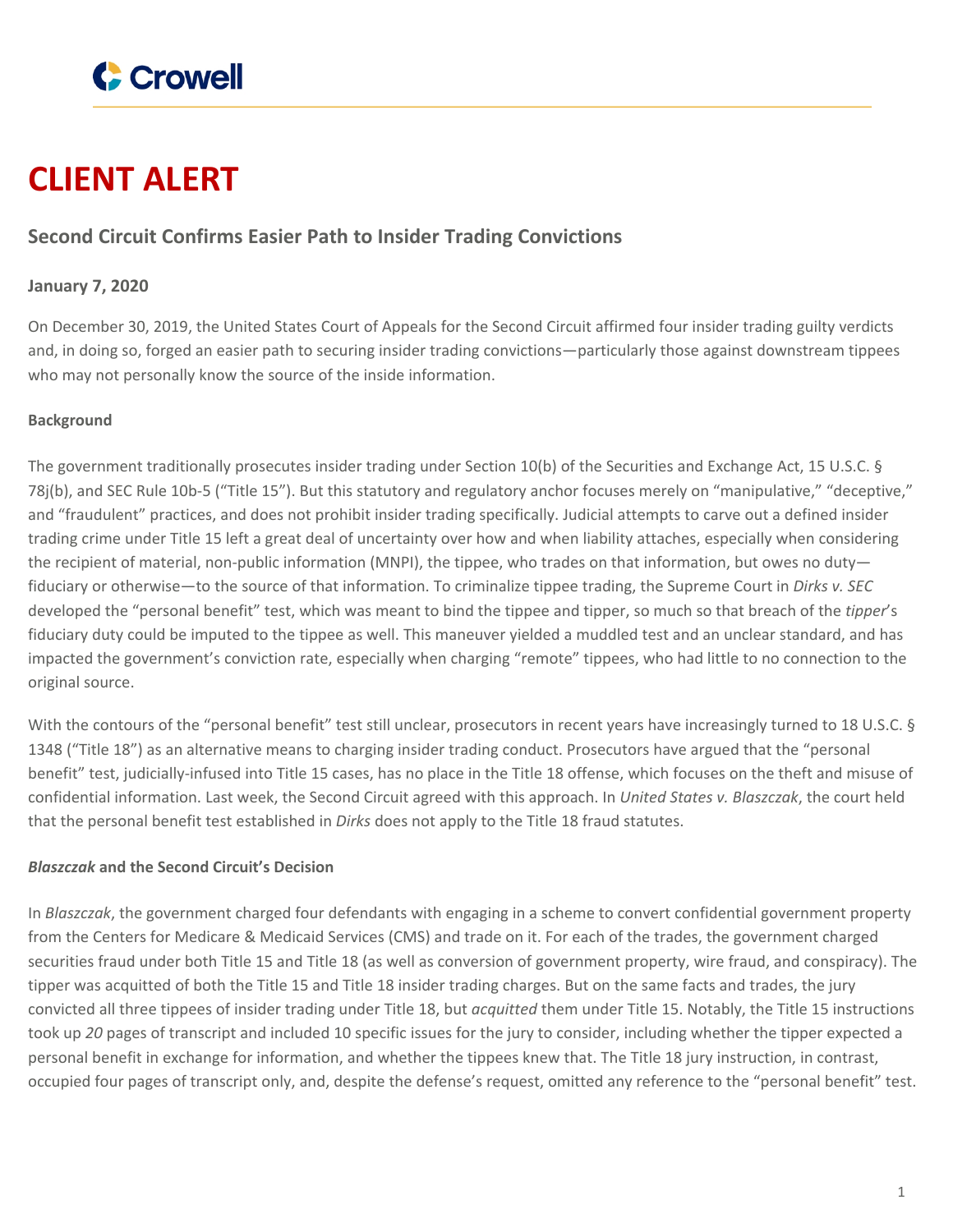# CLIENT ALERT

## Second Circuit Confirms Easier Path to Insider Trading Convictions

**January 7, 2020**

On December 30, 2019, the United States Court of Appeals for the Second Circuit affirmed four insider trading guilty verdicts and, in doing so, forged an easier path to securing insider trading convictions—particularly those against downstream tippees who may not personally know the source of the inside information.

**Background**

The government traditionally prosecutes insider trading under Section 10(b) of the Securities and Exchange Act, 15 U.S.C. § 78j(b), and SEC Rule 10b-5 ("Title 15"). But this statutory and regulatory anchor focuses merely on "manipulative," "deceptive," and "fraudulent" practices, and does not prohibit insider trading specifically. Judicial attempts to carve out a defined insider trading crime under Title 15 left a great deal of uncertainty over how and when liability attaches, especially when considering the recipient of material, non-public information (MNPI), the tippee, who trades on that information, but owes no duty—fiduciary or otherwise—to the source of that information. To criminalize tippee trading, the Supreme Court in *Dirks v. SEC* developed the "personal benefit" test, which was meant to bind the tippee and tipper, so much so that breach of the *tipper*'s fiduciary duty could be imputed to the tippee as well. This maneuver yielded a muddled test and an unclear standard, and has impacted the government's conviction rate, especially when charging "remote" tippees, who had little to no connection to the original source.

With the contours of the "personal benefit" test still unclear, prosecutors in recent years have increasingly turned to 18 U.S.C. § 1348 ("Title 18") as an alternative means to charging insider trading conduct. Prosecutors have argued that the "personal benefit" test, judicially-infused into Title 15 cases, has no place in the Title 18 offense, which focuses on the theft and misuse of confidential information. Last week, the Second Circuit agreed with this approach. In *United States v. Blaszczak*, the court held that the personal benefit test established in *Dirks* does not apply to the Title 18 fraud statutes.

***Blaszczak* and the Second Circuit's Decision**

In *Blaszczak*, the government charged four defendants with engaging in a scheme to convert confidential government property from the Centers for Medicare & Medicaid Services (CMS) and trade on it. For each of the trades, the government charged securities fraud under both Title 15 and Title 18 (as well as conversion of government property, wire fraud, and conspiracy). The tipper was acquitted of both the Title 15 and Title 18 insider trading charges. But on the same facts and trades, the jury convicted all three tippees of insider trading under Title 18, but *acquitted* them under Title 15. Notably, the Title 15 instructions took up *20* pages of transcript and included 10 specific issues for the jury to consider, including whether the tipper expected a personal benefit in exchange for information, and whether the tippees knew that. The Title 18 jury instruction, in contrast, occupied four pages of transcript only, and, despite the defense's request, omitted any reference to the "personal benefit" test.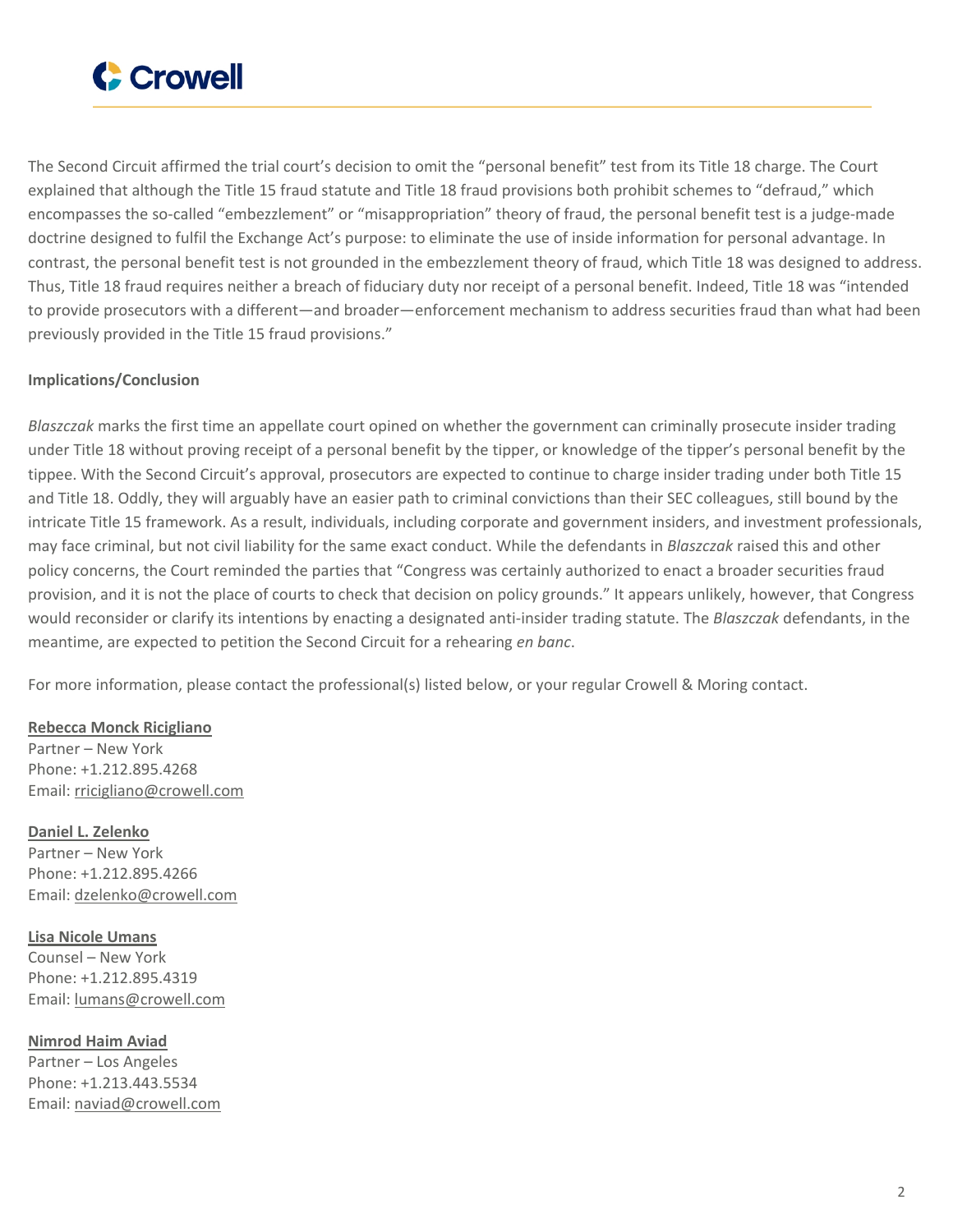The Second Circuit affirmed the trial court's decision to omit the "personal benefit" test from its Title 18 charge. The Court explained that although the Title 15 fraud statute and Title 18 fraud provisions both prohibit schemes to "defraud," which encompasses the so-called "embezzlement" or "misappropriation" theory of fraud, the personal benefit test is a judge-made doctrine designed to fulfil the Exchange Act's purpose: to eliminate the use of inside information for personal advantage. In contrast, the personal benefit test is not grounded in the embezzlement theory of fraud, which Title 18 was designed to address. Thus, Title 18 fraud requires neither a breach of fiduciary duty nor receipt of a personal benefit. Indeed, Title 18 was "intended to provide prosecutors with a different—and broader—enforcement mechanism to address securities fraud than what had been previously provided in the Title 15 fraud provisions."

**Implications/Conclusion**

*Blaszczak* marks the first time an appellate court opined on whether the government can criminally prosecute insider trading under Title 18 without proving receipt of a personal benefit by the tipper, or knowledge of the tipper's personal benefit by the tippee. With the Second Circuit's approval, prosecutors are expected to continue to charge insider trading under both Title 15 and Title 18. Oddly, they will arguably have an easier path to criminal convictions than their SEC colleagues, still bound by the intricate Title 15 framework. As a result, individuals, including corporate and government insiders, and investment professionals, may face criminal, but not civil liability for the same exact conduct. While the defendants in *Blaszczak* raised this and other policy concerns, the Court reminded the parties that "Congress was certainly authorized to enact a broader securities fraud provision, and it is not the place of courts to check that decision on policy grounds." It appears unlikely, however, that Congress would reconsider or clarify its intentions by enacting a designated anti-insider trading statute. The *Blaszczak* defendants, in the meantime, are expected to petition the Second Circuit for a rehearing *en banc*.

For more information, please contact the professional(s) listed below, or your regular Crowell & Moring contact.

**Rebecca Monck Ricigliano**
Partner – New York
Phone: +1.212.895.4268
Email: rricigliano@crowell.com

**Daniel L. Zelenko**
Partner – New York
Phone: +1.212.895.4266
Email: dzelenko@crowell.com

**Lisa Nicole Umans**
Counsel – New York
Phone: +1.212.895.4319
Email: lumans@crowell.com

**Nimrod Haim Aviad**
Partner – Los Angeles
Phone: +1.213.443.5534
Email: naviad@crowell.com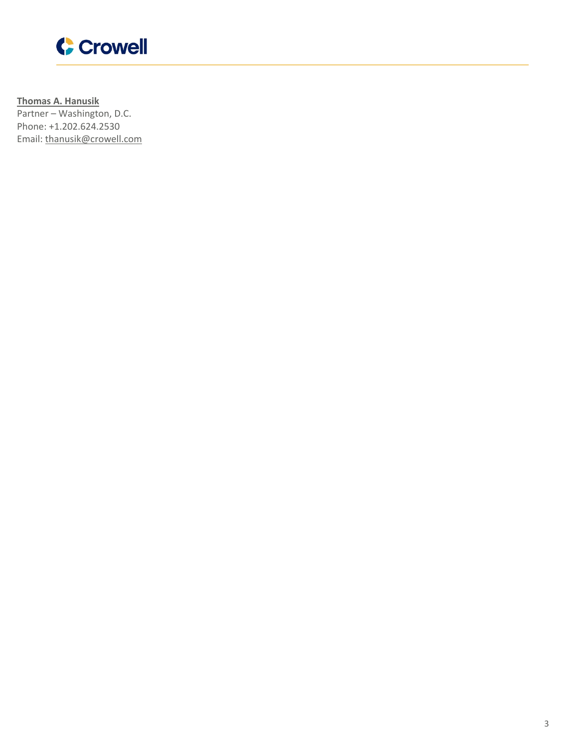**Thomas A. Hanusik**
Partner – Washington, D.C.
Phone: +1.202.624.2530
Email: thanusik@crowell.com